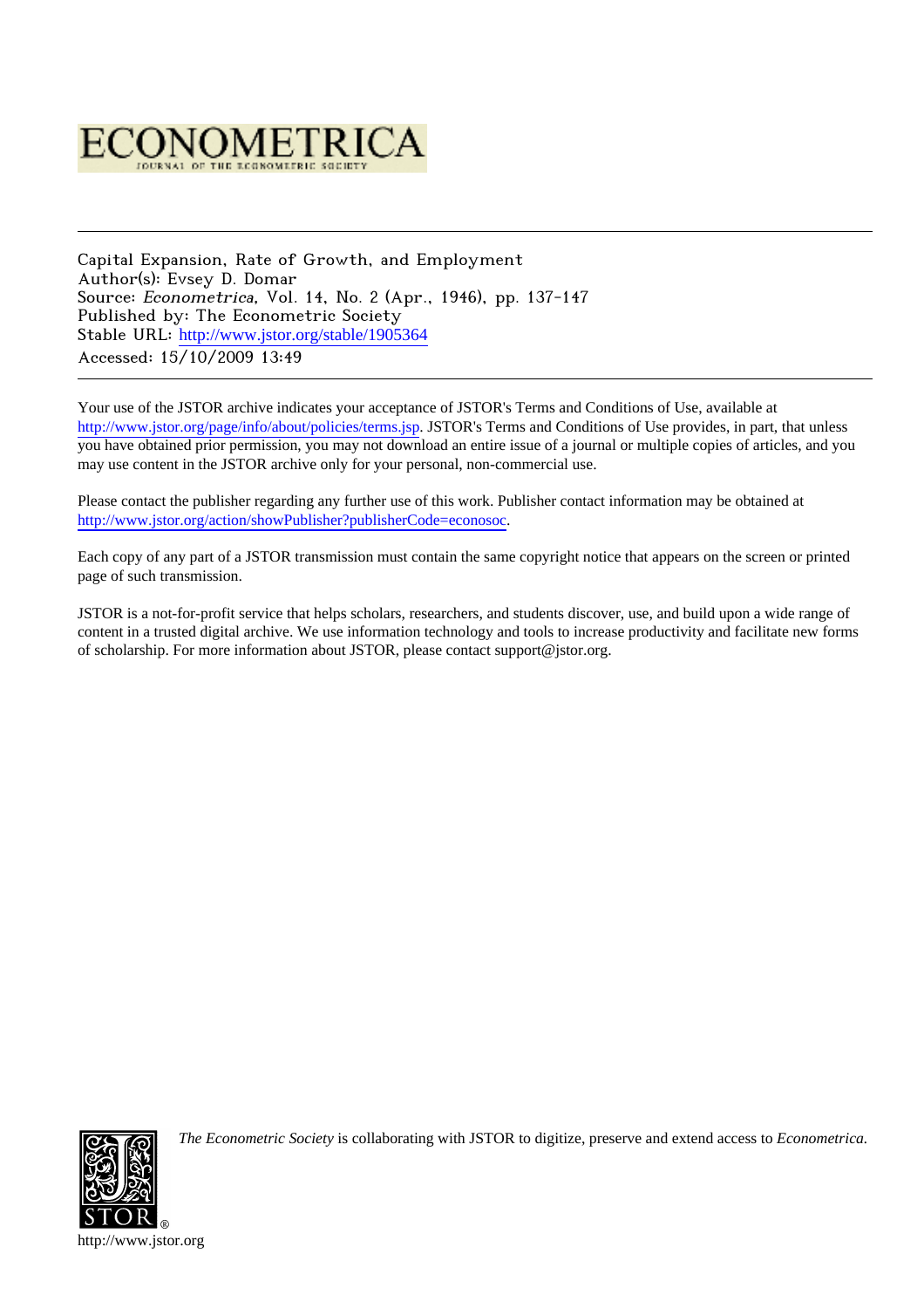# ECONOMETRICA

JOURNAL OF THE ECONOMETRIC SOCIETY

---

Capital Expansion, Rate of Growth, and Employment
Author(s): Evsey D. Domar
Source: *Econometrica*, Vol. 14, No. 2 (Apr., 1946), pp. 137-147
Published by: The Econometric Society
Stable URL: http://www.jstor.org/stable/1905364
Accessed: 15/10/2009 13:49

---

Your use of the JSTOR archive indicates your acceptance of JSTOR's Terms and Conditions of Use, available at http://www.jstor.org/page/info/about/policies/terms.jsp. JSTOR's Terms and Conditions of Use provides, in part, that unless you have obtained prior permission, you may not download an entire issue of a journal or multiple copies of articles, and you may use content in the JSTOR archive only for your personal, non-commercial use.

Please contact the publisher regarding any further use of this work. Publisher contact information may be obtained at http://www.jstor.org/action/showPublisher?publisherCode=econosoc.

Each copy of any part of a JSTOR transmission must contain the same copyright notice that appears on the screen or printed page of such transmission.

JSTOR is a not-for-profit service that helps scholars, researchers, and students discover, use, and build upon a wide range of content in a trusted digital archive. We use information technology and tools to increase productivity and facilitate new forms of scholarship. For more information about JSTOR, please contact support@jstor.org.

*The Econometric Society* is collaborating with JSTOR to digitize, preserve and extend access to *Econometrica.*

http://www.jstor.org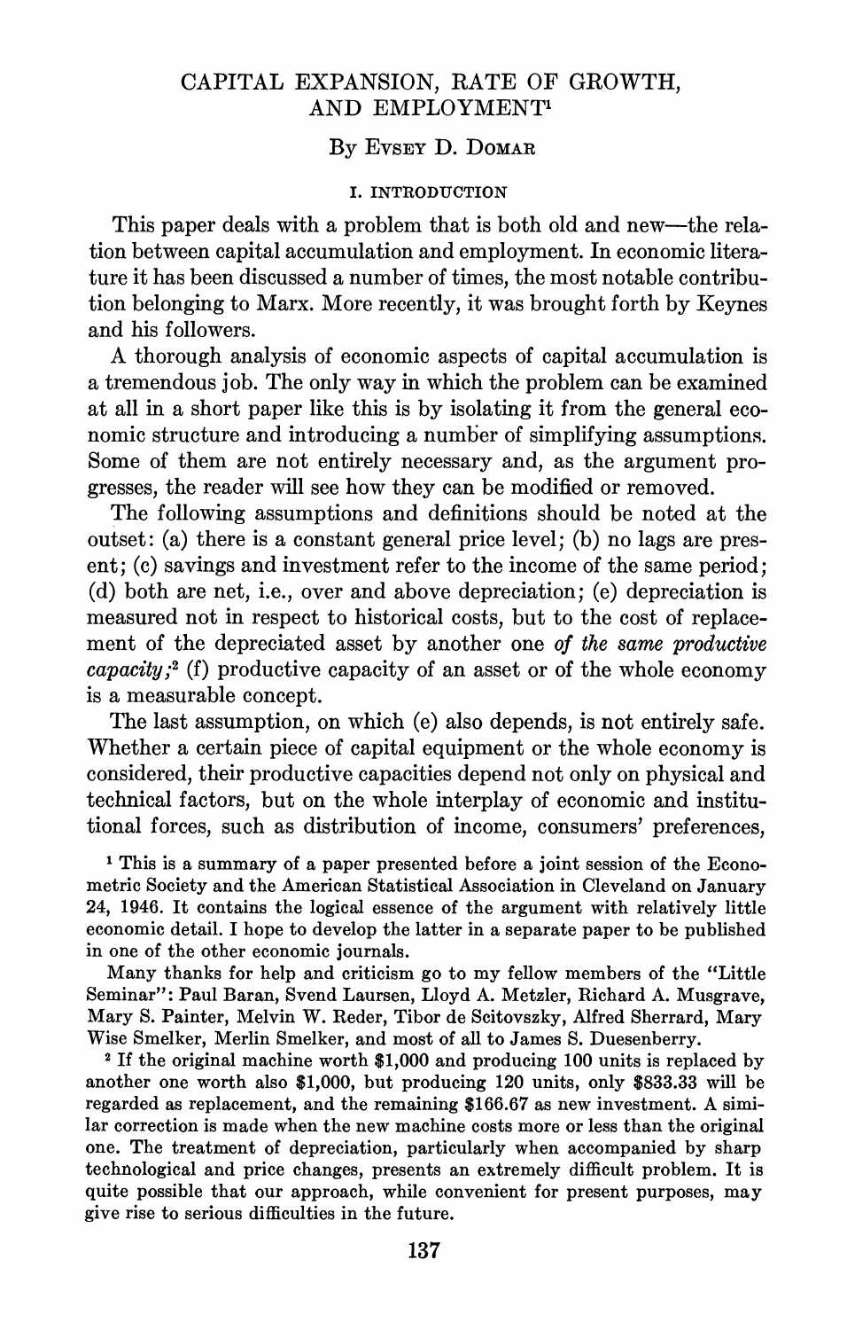# CAPITAL EXPANSION, RATE OF GROWTH, AND EMPLOYMENT[1]

By Evsey D. Domar

## I. INTRODUCTION

This paper deals with a problem that is both old and new—the relation between capital accumulation and employment. In economic literature it has been discussed a number of times, the most notable contribution belonging to Marx. More recently, it was brought forth by Keynes and his followers.

A thorough analysis of economic aspects of capital accumulation is a tremendous job. The only way in which the problem can be examined at all in a short paper like this is by isolating it from the general economic structure and introducing a number of simplifying assumptions. Some of them are not entirely necessary and, as the argument progresses, the reader will see how they can be modified or removed.

The following assumptions and definitions should be noted at the outset: (a) there is a constant general price level; (b) no lags are present; (c) savings and investment refer to the income of the same period; (d) both are net, i.e., over and above depreciation; (e) depreciation is measured not in respect to historical costs, but to the cost of replacement of the depreciated asset by another one *of the same productive capacity*;[2] (f) productive capacity of an asset or of the whole economy is a measurable concept.

The last assumption, on which (e) also depends, is not entirely safe. Whether a certain piece of capital equipment or the whole economy is considered, their productive capacities depend not only on physical and technical factors, but on the whole interplay of economic and institutional forces, such as distribution of income, consumers' preferences,

[1] This is a summary of a paper presented before a joint session of the Econometric Society and the American Statistical Association in Cleveland on January 24, 1946. It contains the logical essence of the argument with relatively little economic detail. I hope to develop the latter in a separate paper to be published in one of the other economic journals.

Many thanks for help and criticism go to my fellow members of the "Little Seminar": Paul Baran, Svend Laursen, Lloyd A. Metzler, Richard A. Musgrave, Mary S. Painter, Melvin W. Reder, Tibor de Scitovszky, Alfred Sherrard, Mary Wise Smelker, Merlin Smelker, and most of all to James S. Duesenberry.

[2] If the original machine worth \$1,000 and producing 100 units is replaced by another one worth also \$1,000, but producing 120 units, only \$833.33 will be regarded as replacement, and the remaining \$166.67 as new investment. A similar correction is made when the new machine costs more or less than the original one. The treatment of depreciation, particularly when accompanied by sharp technological and price changes, presents an extremely difficult problem. It is quite possible that our approach, while convenient for present purposes, may give rise to serious difficulties in the future.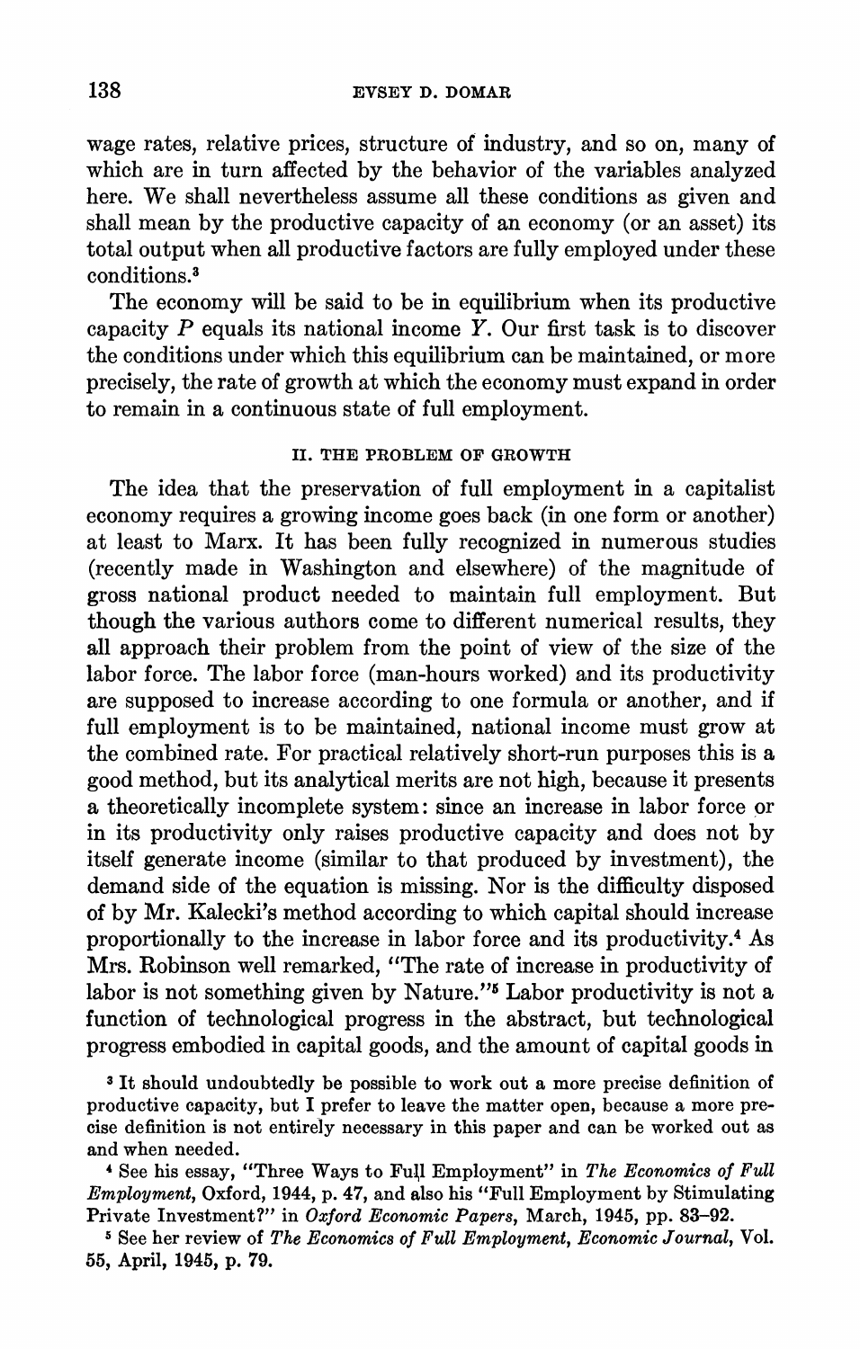wage rates, relative prices, structure of industry, and so on, many of which are in turn affected by the behavior of the variables analyzed here. We shall nevertheless assume all these conditions as given and shall mean by the productive capacity of an economy (or an asset) its total output when all productive factors are fully employed under these conditions.[3]

The economy will be said to be in equilibrium when its productive capacity $P$ equals its national income $Y$. Our first task is to discover the conditions under which this equilibrium can be maintained, or more precisely, the rate of growth at which the economy must expand in order to remain in a continuous state of full employment.

## II. THE PROBLEM OF GROWTH

The idea that the preservation of full employment in a capitalist economy requires a growing income goes back (in one form or another) at least to Marx. It has been fully recognized in numerous studies (recently made in Washington and elsewhere) of the magnitude of gross national product needed to maintain full employment. But though the various authors come to different numerical results, they all approach their problem from the point of view of the size of the labor force. The labor force (man-hours worked) and its productivity are supposed to increase according to one formula or another, and if full employment is to be maintained, national income must grow at the combined rate. For practical relatively short-run purposes this is a good method, but its analytical merits are not high, because it presents a theoretically incomplete system: since an increase in labor force or in its productivity only raises productive capacity and does not by itself generate income (similar to that produced by investment), the demand side of the equation is missing. Nor is the difficulty disposed of by Mr. Kalecki's method according to which capital should increase proportionally to the increase in labor force and its productivity.[4] As Mrs. Robinson well remarked, "The rate of increase in productivity of labor is not something given by Nature."[5] Labor productivity is not a function of technological progress in the abstract, but technological progress embodied in capital goods, and the amount of capital goods in

[3] It should undoubtedly be possible to work out a more precise definition of productive capacity, but I prefer to leave the matter open, because a more precise definition is not entirely necessary in this paper and can be worked out as and when needed.

[4] See his essay, "Three Ways to Full Employment" in *The Economics of Full Employment*, Oxford, 1944, p. 47, and also his "Full Employment by Stimulating Private Investment?" in *Oxford Economic Papers*, March, 1945, pp. 83–92.

[5] See her review of *The Economics of Full Employment*, *Economic Journal*, Vol. 55, April, 1945, p. 79.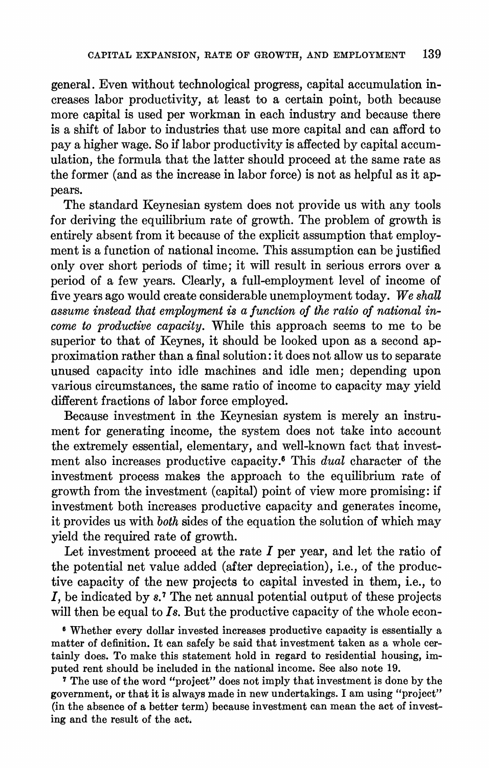general. Even without technological progress, capital accumulation increases labor productivity, at least to a certain point, both because more capital is used per workman in each industry and because there is a shift of labor to industries that use more capital and can afford to pay a higher wage. So if labor productivity is affected by capital accumulation, the formula that the latter should proceed at the same rate as the former (and as the increase in labor force) is not as helpful as it appears.

The standard Keynesian system does not provide us with any tools for deriving the equilibrium rate of growth. The problem of growth is entirely absent from it because of the explicit assumption that employment is a function of national income. This assumption can be justified only over short periods of time; it will result in serious errors over a period of a few years. Clearly, a full-employment level of income of five years ago would create considerable unemployment today. *We shall assume instead that employment is a function of the ratio of national income to productive capacity.* While this approach seems to me to be superior to that of Keynes, it should be looked upon as a second approximation rather than a final solution: it does not allow us to separate unused capacity into idle machines and idle men; depending upon various circumstances, the same ratio of income to capacity may yield different fractions of labor force employed.

Because investment in the Keynesian system is merely an instrument for generating income, the system does not take into account the extremely essential, elementary, and well-known fact that investment also increases productive capacity.[6] This *dual* character of the investment process makes the approach to the equilibrium rate of growth from the investment (capital) point of view more promising: if investment both increases productive capacity and generates income, it provides us with *both* sides of the equation the solution of which may yield the required rate of growth.

Let investment proceed at the rate $I$ per year, and let the ratio of the potential net value added (after depreciation), i.e., of the productive capacity of the new projects to capital invested in them, i.e., to $I$, be indicated by $s$.[7] The net annual potential output of these projects will then be equal to $Is$. But the productive capacity of the whole econ-

[6] Whether every dollar invested increases productive capacity is essentially a matter of definition. It can safely be said that investment taken as a whole certainly does. To make this statement hold in regard to residential housing, imputed rent should be included in the national income. See also note 19.

[7] The use of the word "project" does not imply that investment is done by the government, or that it is always made in new undertakings. I am using "project" (in the absence of a better term) because investment can mean the act of investing and the result of the act.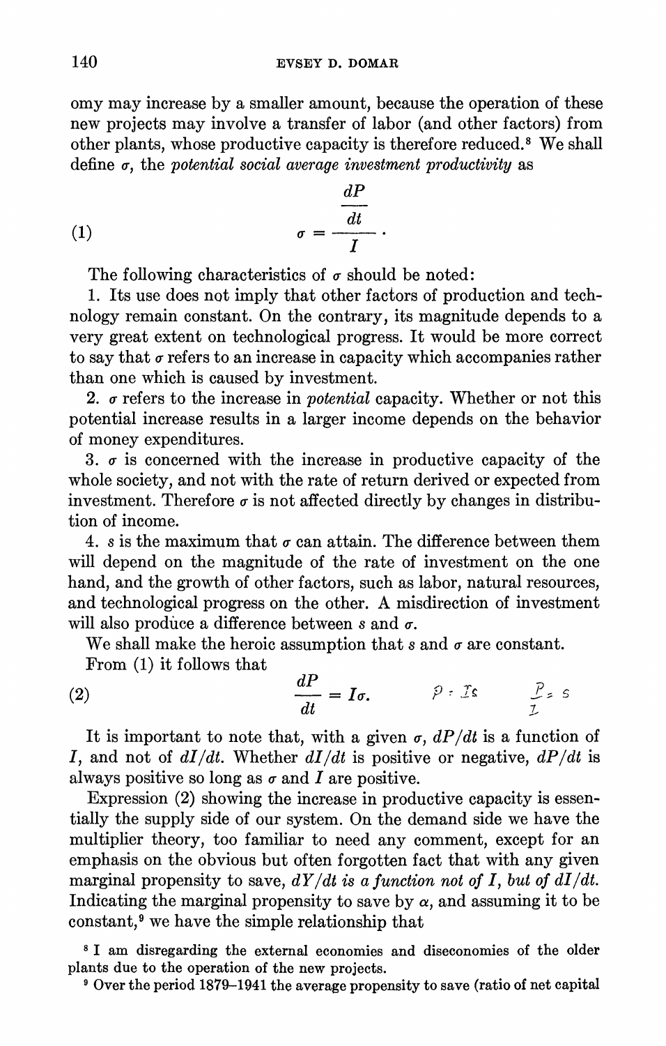omy may increase by a smaller amount, because the operation of these new projects may involve a transfer of labor (and other factors) from other plants, whose productive capacity is therefore reduced.[8] We shall define $\sigma$, the *potential social average investment productivity* as

$$\sigma = \frac{\frac{dP}{dt}}{I}. \tag{1}$$

The following characteristics of $\sigma$ should be noted:

1. Its use does not imply that other factors of production and technology remain constant. On the contrary, its magnitude depends to a very great extent on technological progress. It would be more correct to say that $\sigma$ refers to an increase in capacity which accompanies rather than one which is caused by investment.

2. $\sigma$ refers to the increase in *potential* capacity. Whether or not this potential increase results in a larger income depends on the behavior of money expenditures.

3. $\sigma$ is concerned with the increase in productive capacity of the whole society, and not with the rate of return derived or expected from investment. Therefore $\sigma$ is not affected directly by changes in distribution of income.

4. $s$ is the maximum that $\sigma$ can attain. The difference between them will depend on the magnitude of the rate of investment on the one hand, and the growth of other factors, such as labor, natural resources, and technological progress on the other. A misdirection of investment will also produce a difference between $s$ and $\sigma$.

We shall make the heroic assumption that $s$ and $\sigma$ are constant.

From (1) it follows that

$$\frac{dP}{dt} = I\sigma. \tag{2}$$

$P = Is \qquad \frac{P}{I} = s$

It is important to note that, with a given $\sigma$, $dP/dt$ is a function of $I$, and not of $dI/dt$. Whether $dI/dt$ is positive or negative, $dP/dt$ is always positive so long as $\sigma$ and $I$ are positive.

Expression (2) showing the increase in productive capacity is essentially the supply side of our system. On the demand side we have the multiplier theory, too familiar to need any comment, except for an emphasis on the obvious but often forgotten fact that with any given marginal propensity to save, *$dY/dt$ is a function not of $I$, but of $dI/dt$.* Indicating the marginal propensity to save by $\alpha$, and assuming it to be constant,[9] we have the simple relationship that

[8] I am disregarding the external economies and diseconomies of the older plants due to the operation of the new projects.

[9] Over the period 1879–1941 the average propensity to save (ratio of net capital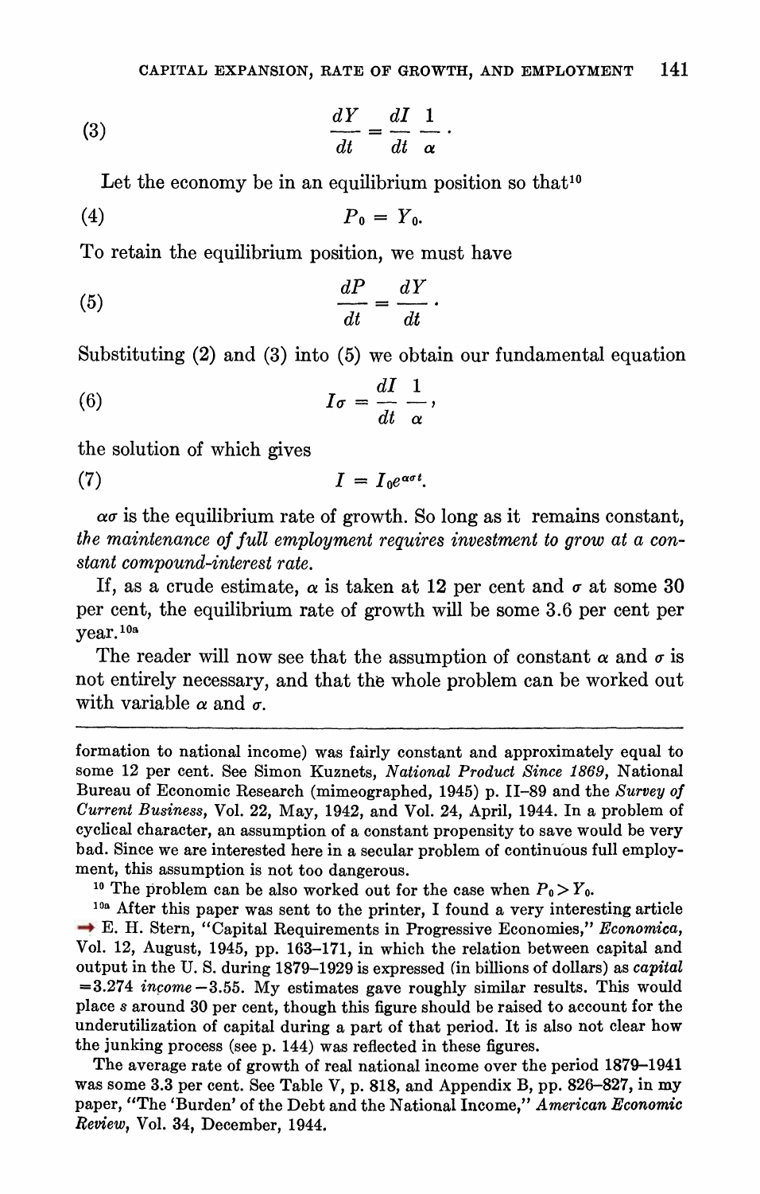$$\frac{dY}{dt} = \frac{dI}{dt}\frac{1}{\alpha}. \tag{3}$$

Let the economy be in an equilibrium position so that[10]

$$P_0 = Y_0. \tag{4}$$

To retain the equilibrium position, we must have

$$\frac{dP}{dt} = \frac{dY}{dt}. \tag{5}$$

Substituting (2) and (3) into (5) we obtain our fundamental equation

$$I\sigma = \frac{dI}{dt}\frac{1}{\alpha}, \tag{6}$$

the solution of which gives

$$I = I_0 e^{\alpha\sigma t}. \tag{7}$$

$\alpha\sigma$ is the equilibrium rate of growth. So long as it remains constant, *the maintenance of full employment requires investment to grow at a constant compound-interest rate.*

If, as a crude estimate, $\alpha$ is taken at 12 per cent and $\sigma$ at some 30 per cent, the equilibrium rate of growth will be some 3.6 per cent per year.[10a]

The reader will now see that the assumption of constant $\alpha$ and $\sigma$ is not entirely necessary, and that the whole problem can be worked out with variable $\alpha$ and $\sigma$.

---

formation to national income) was fairly constant and approximately equal to some 12 per cent. See Simon Kuznets, *National Product Since 1869*, National Bureau of Economic Research (mimeographed, 1945) p. II-89 and the *Survey of Current Business*, Vol. 22, May, 1942, and Vol. 24, April, 1944. In a problem of cyclical character, an assumption of a constant propensity to save would be very bad. Since we are interested here in a secular problem of continuous full employment, this assumption is not too dangerous.

[10] The problem can be also worked out for the case when $P_0 > Y_0$.

[10a] After this paper was sent to the printer, I found a very interesting article E. H. Stern, "Capital Requirements in Progressive Economies," *Economica*, Vol. 12, August, 1945, pp. 163–171, in which the relation between capital and output in the U. S. during 1879–1929 is expressed (in billions of dollars) as *capital* =3.274 *income* −3.55. My estimates gave roughly similar results. This would place *s* around 30 per cent, though this figure should be raised to account for the underutilization of capital during a part of that period. It is also not clear how the junking process (see p. 144) was reflected in these figures.

The average rate of growth of real national income over the period 1879–1941 was some 3.3 per cent. See Table V, p. 818, and Appendix B, pp. 826–827, in my paper, "The 'Burden' of the Debt and the National Income," *American Economic Review*, Vol. 34, December, 1944.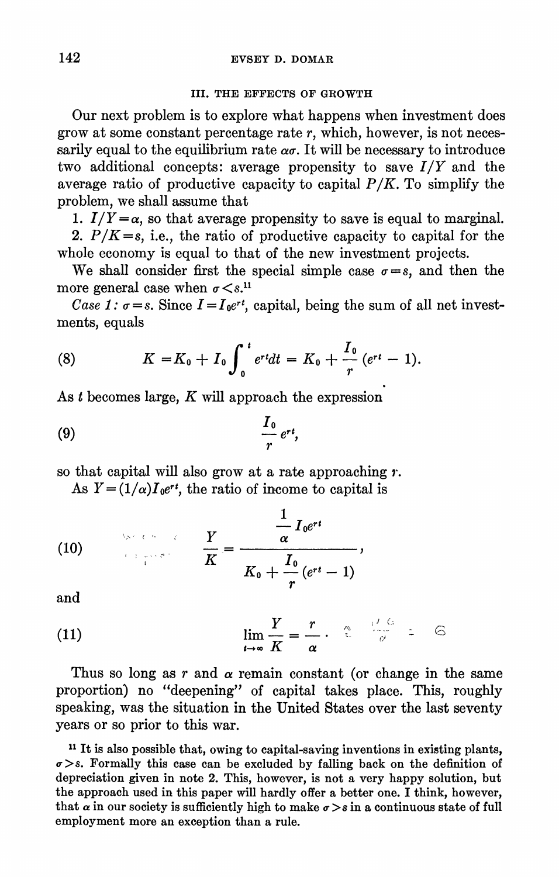### III. THE EFFECTS OF GROWTH

Our next problem is to explore what happens when investment does grow at some constant percentage rate $r$, which, however, is not necessarily equal to the equilibrium rate $\alpha\sigma$. It will be necessary to introduce two additional concepts: average propensity to save $I/Y$ and the average ratio of productive capacity to capital $P/K$. To simplify the problem, we shall assume that

1. $I/Y = \alpha$, so that average propensity to save is equal to marginal.
2. $P/K = s$, i.e., the ratio of productive capacity to capital for the whole economy is equal to that of the new investment projects.

We shall consider first the special simple case $\sigma = s$, and then the more general case when $\sigma < s$.[11]

*Case 1:* $\sigma = s$. Since $I = I_0 e^{rt}$, capital, being the sum of all net investments, equals

$$K = K_0 + I_0 \int_0^t e^{rt} dt = K_0 + \frac{I_0}{r}(e^{rt} - 1). \tag{8}$$

As $t$ becomes large, $K$ will approach the expression

$$\frac{I_0}{r} e^{rt}, \tag{9}$$

so that capital will also grow at a rate approaching $r$.

As $Y = (1/\alpha) I_0 e^{rt}$, the ratio of income to capital is

$$\frac{Y}{K} = \frac{\frac{1}{\alpha} I_0 e^{rt}}{K_0 + \frac{I_0}{r}(e^{rt} - 1)}, \tag{10}$$

and

$$\lim_{t \to \infty} \frac{Y}{K} = \frac{r}{\alpha}. \tag{11}$$

Thus so long as $r$ and $\alpha$ remain constant (or change in the same proportion) no "deepening" of capital takes place. This, roughly speaking, was the situation in the United States over the last seventy years or so prior to this war.

[11] It is also possible that, owing to capital-saving inventions in existing plants, $\sigma > s$. Formally this case can be excluded by falling back on the definition of depreciation given in note 2. This, however, is not a very happy solution, but the approach used in this paper will hardly offer a better one. I think, however, that $\alpha$ in our society is sufficiently high to make $\sigma > s$ in a continuous state of full employment more an exception than a rule.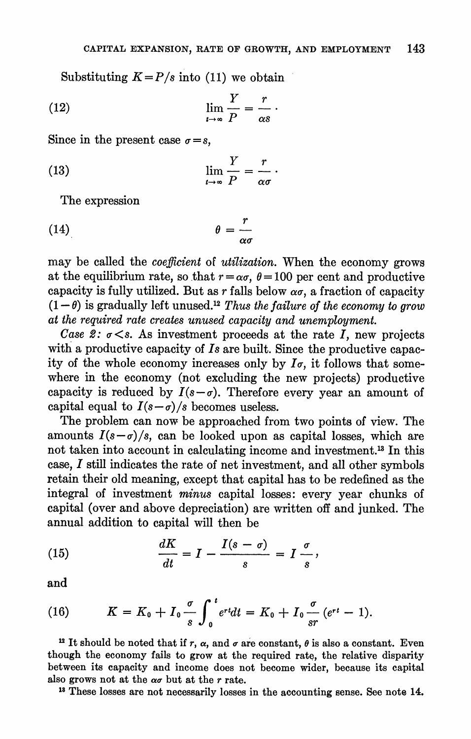Substituting $K = P/s$ into (11) we obtain

$$\lim_{t \to \infty} \frac{Y}{P} = \frac{r}{\alpha s} \cdot \tag{12}$$

Since in the present case $\sigma = s$,

$$\lim_{t \to \infty} \frac{Y}{P} = \frac{r}{\alpha \sigma} \cdot \tag{13}$$

The expression

$$\theta = \frac{r}{\alpha \sigma} \tag{14}$$

may be called the *coefficient* of *utilization*. When the economy grows at the equilibrium rate, so that $r = \alpha\sigma$, $\theta = 100$ per cent and productive capacity is fully utilized. But as $r$ falls below $\alpha\sigma$, a fraction of capacity $(1-\theta)$ is gradually left unused.[12] *Thus the failure of the economy to grow at the required rate creates unused capacity and unemployment.*

*Case 2:* $\sigma < s$. As investment proceeds at the rate $I$, new projects with a productive capacity of $Is$ are built. Since the productive capacity of the whole economy increases only by $I\sigma$, it follows that somewhere in the economy (not excluding the new projects) productive capacity is reduced by $I(s-\sigma)$. Therefore every year an amount of capital equal to $I(s-\sigma)/s$ becomes useless.

The problem can now be approached from two points of view. The amounts $I(s-\sigma)/s$, can be looked upon as capital losses, which are not taken into account in calculating income and investment.[13] In this case, $I$ still indicates the rate of net investment, and all other symbols retain their old meaning, except that capital has to be redefined as the integral of investment *minus* capital losses: every year chunks of capital (over and above depreciation) are written off and junked. The annual addition to capital will then be

$$\frac{dK}{dt} = I - \frac{I(s-\sigma)}{s} = I\frac{\sigma}{s}, \tag{15}$$

and

$$K = K_0 + I_0 \frac{\sigma}{s} \int_0^t e^{rt} dt = K_0 + I_0 \frac{\sigma}{sr}(e^{rt} - 1). \tag{16}$$

[12] It should be noted that if $r$, $\alpha$, and $\sigma$ are constant, $\theta$ is also a constant. Even though the economy fails to grow at the required rate, the relative disparity between its capacity and income does not become wider, because its capital also grows not at the $\alpha\sigma$ but at the $r$ rate.

[13] These losses are not necessarily losses in the accounting sense. See note 14.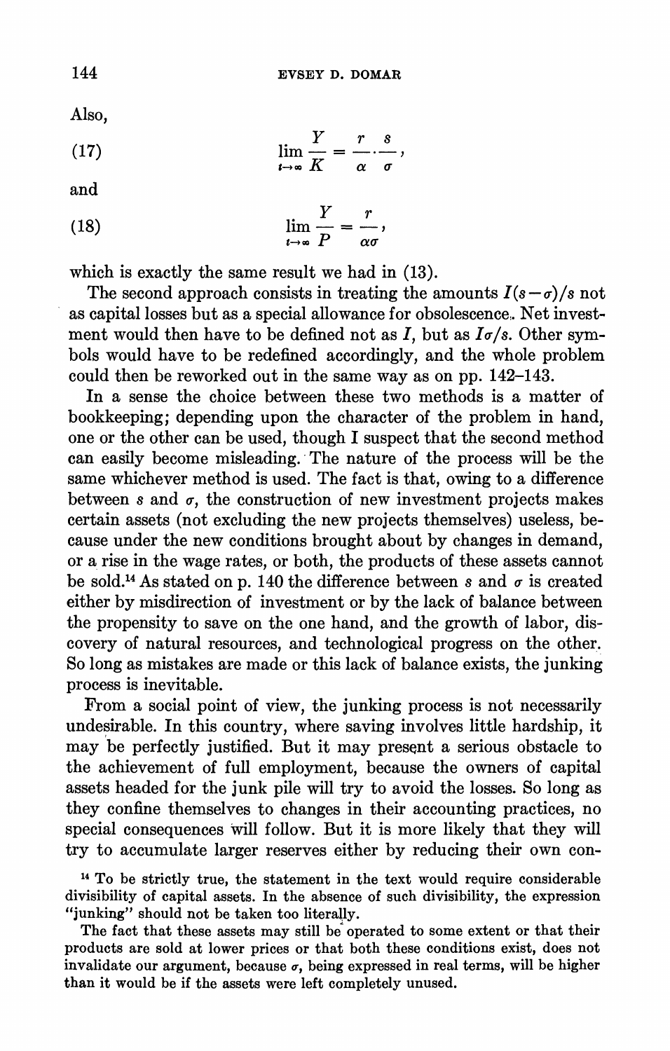Also,

$$\lim_{t \to \infty} \frac{Y}{K} = \frac{r}{\alpha} \cdot \frac{s}{\sigma}, \tag{17}$$

and

$$\lim_{t \to \infty} \frac{Y}{P} = \frac{r}{\alpha \sigma}, \tag{18}$$

which is exactly the same result we had in (13).

The second approach consists in treating the amounts $I(s-\sigma)/s$ not as capital losses but as a special allowance for obsolescence. Net investment would then have to be defined not as $I$, but as $I\sigma/s$. Other symbols would have to be redefined accordingly, and the whole problem could then be reworked out in the same way as on pp. 142–143.

In a sense the choice between these two methods is a matter of bookkeeping; depending upon the character of the problem in hand, one or the other can be used, though I suspect that the second method can easily become misleading. The nature of the process will be the same whichever method is used. The fact is that, owing to a difference between $s$ and $\sigma$, the construction of new investment projects makes certain assets (not excluding the new projects themselves) useless, because under the new conditions brought about by changes in demand, or a rise in the wage rates, or both, the products of these assets cannot be sold.[14] As stated on p. 140 the difference between $s$ and $\sigma$ is created either by misdirection of investment or by the lack of balance between the propensity to save on the one hand, and the growth of labor, discovery of natural resources, and technological progress on the other. So long as mistakes are made or this lack of balance exists, the junking process is inevitable.

From a social point of view, the junking process is not necessarily undesirable. In this country, where saving involves little hardship, it may be perfectly justified. But it may present a serious obstacle to the achievement of full employment, because the owners of capital assets headed for the junk pile will try to avoid the losses. So long as they confine themselves to changes in their accounting practices, no special consequences will follow. But it is more likely that they will try to accumulate larger reserves either by reducing their own con-

[14] To be strictly true, the statement in the text would require considerable divisibility of capital assets. In the absence of such divisibility, the expression "junking" should not be taken too literally.

The fact that these assets may still be operated to some extent or that their products are sold at lower prices or that both these conditions exist, does not invalidate our argument, because $\sigma$, being expressed in real terms, will be higher than it would be if the assets were left completely unused.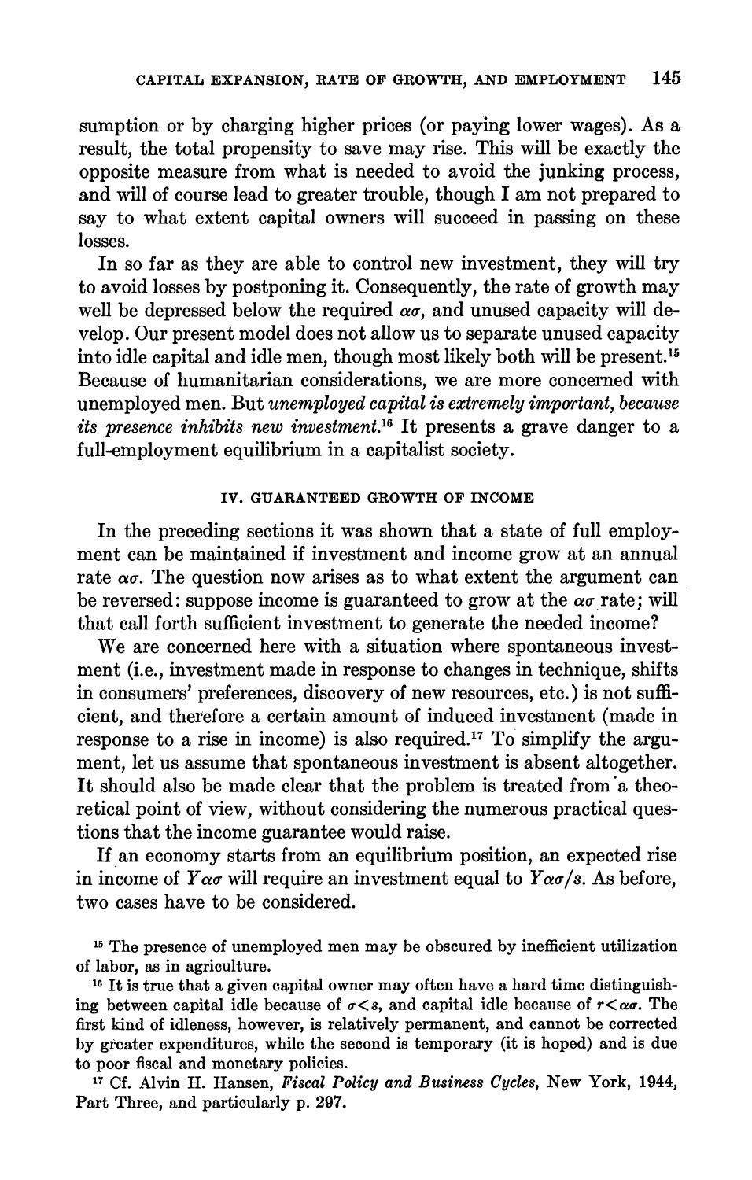sumption or by charging higher prices (or paying lower wages). As a result, the total propensity to save may rise. This will be exactly the opposite measure from what is needed to avoid the junking process, and will of course lead to greater trouble, though I am not prepared to say to what extent capital owners will succeed in passing on these losses.

In so far as they are able to control new investment, they will try to avoid losses by postponing it. Consequently, the rate of growth may well be depressed below the required $\alpha\sigma$, and unused capacity will develop. Our present model does not allow us to separate unused capacity into idle capital and idle men, though most likely both will be present.[15] Because of humanitarian considerations, we are more concerned with unemployed men. But *unemployed capital is extremely important, because its presence inhibits new investment.*[16] It presents a grave danger to a full-employment equilibrium in a capitalist society.

## IV. GUARANTEED GROWTH OF INCOME

In the preceding sections it was shown that a state of full employment can be maintained if investment and income grow at an annual rate $\alpha\sigma$. The question now arises as to what extent the argument can be reversed: suppose income is guaranteed to grow at the $\alpha\sigma$ rate; will that call forth sufficient investment to generate the needed income?

We are concerned here with a situation where spontaneous investment (i.e., investment made in response to changes in technique, shifts in consumers' preferences, discovery of new resources, etc.) is not sufficient, and therefore a certain amount of induced investment (made in response to a rise in income) is also required.[17] To simplify the argument, let us assume that spontaneous investment is absent altogether. It should also be made clear that the problem is treated from a theoretical point of view, without considering the numerous practical questions that the income guarantee would raise.

If an economy starts from an equilibrium position, an expected rise in income of $Y\alpha\sigma$ will require an investment equal to $Y\alpha\sigma/s$. As before, two cases have to be considered.

---

[15] The presence of unemployed men may be obscured by inefficient utilization of labor, as in agriculture.

[16] It is true that a given capital owner may often have a hard time distinguishing between capital idle because of $\sigma < s$, and capital idle because of $r < \alpha\sigma$. The first kind of idleness, however, is relatively permanent, and cannot be corrected by greater expenditures, while the second is temporary (it is hoped) and is due to poor fiscal and monetary policies.

[17] Cf. Alvin H. Hansen, *Fiscal Policy and Business Cycles*, New York, 1944, Part Three, and particularly p. 297.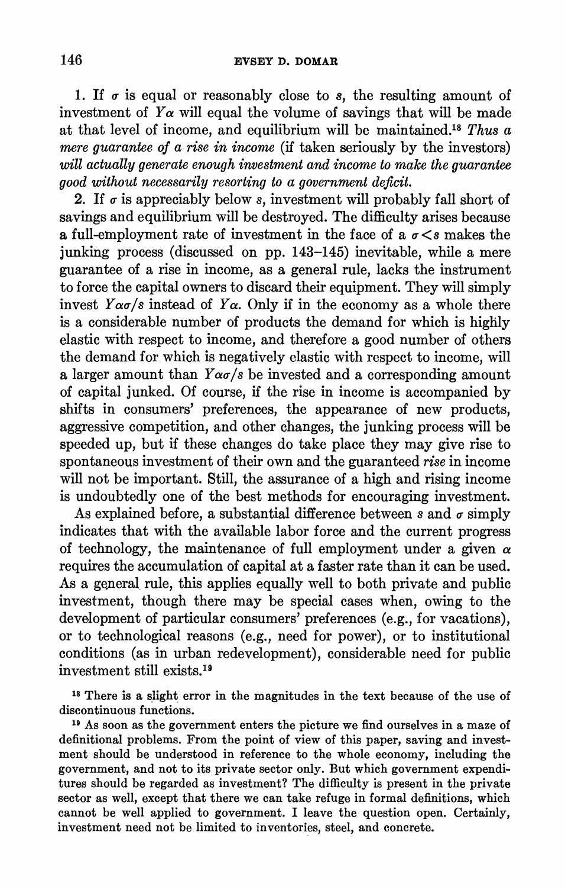1. If $\sigma$ is equal or reasonably close to $s$, the resulting amount of investment of $Y\alpha$ will equal the volume of savings that will be made at that level of income, and equilibrium will be maintained.[18] *Thus a mere guarantee of a rise in income* (if taken seriously by the investors) *will actually generate enough investment and income to make the guarantee good without necessarily resorting to a government deficit.*

2. If $\sigma$ is appreciably below $s$, investment will probably fall short of savings and equilibrium will be destroyed. The difficulty arises because a full-employment rate of investment in the face of a $\sigma < s$ makes the junking process (discussed on pp. 143–145) inevitable, while a mere guarantee of a rise in income, as a general rule, lacks the instrument to force the capital owners to discard their equipment. They will simply invest $Y\alpha\sigma/s$ instead of $Y\alpha$. Only if in the economy as a whole there is a considerable number of products the demand for which is highly elastic with respect to income, and therefore a good number of others the demand for which is negatively elastic with respect to income, will a larger amount than $Y\alpha\sigma/s$ be invested and a corresponding amount of capital junked. Of course, if the rise in income is accompanied by shifts in consumers' preferences, the appearance of new products, aggressive competition, and other changes, the junking process will be speeded up, but if these changes do take place they may give rise to spontaneous investment of their own and the guaranteed *rise* in income will not be important. Still, the assurance of a high and rising income is undoubtedly one of the best methods for encouraging investment.

As explained before, a substantial difference between $s$ and $\sigma$ simply indicates that with the available labor force and the current progress of technology, the maintenance of full employment under a given $\alpha$ requires the accumulation of capital at a faster rate than it can be used. As a general rule, this applies equally well to both private and public investment, though there may be special cases when, owing to the development of particular consumers' preferences (e.g., for vacations), or to technological reasons (e.g., need for power), or to institutional conditions (as in urban redevelopment), considerable need for public investment still exists.[19]

[18] There is a slight error in the magnitudes in the text because of the use of discontinuous functions.

[19] As soon as the government enters the picture we find ourselves in a maze of definitional problems. From the point of view of this paper, saving and investment should be understood in reference to the whole economy, including the government, and not to its private sector only. But which government expenditures should be regarded as investment? The difficulty is present in the private sector as well, except that there we can take refuge in formal definitions, which cannot be well applied to government. I leave the question open. Certainly, investment need not be limited to inventories, steel, and concrete.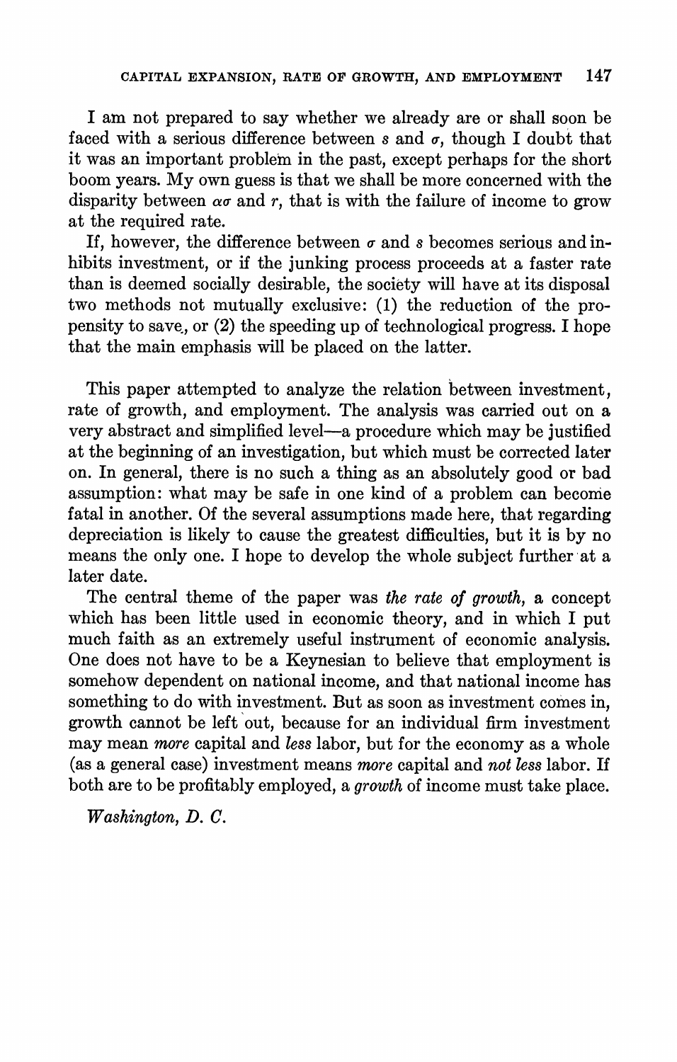I am not prepared to say whether we already are or shall soon be faced with a serious difference between $s$ and $\sigma$, though I doubt that it was an important problem in the past, except perhaps for the short boom years. My own guess is that we shall be more concerned with the disparity between $\alpha\sigma$ and $r$, that is with the failure of income to grow at the required rate.

If, however, the difference between $\sigma$ and $s$ becomes serious and inhibits investment, or if the junking process proceeds at a faster rate than is deemed socially desirable, the society will have at its disposal two methods not mutually exclusive: (1) the reduction of the propensity to save, or (2) the speeding up of technological progress. I hope that the main emphasis will be placed on the latter.

This paper attempted to analyze the relation between investment, rate of growth, and employment. The analysis was carried out on a very abstract and simplified level—a procedure which may be justified at the beginning of an investigation, but which must be corrected later on. In general, there is no such a thing as an absolutely good or bad assumption: what may be safe in one kind of a problem can become fatal in another. Of the several assumptions made here, that regarding depreciation is likely to cause the greatest difficulties, but it is by no means the only one. I hope to develop the whole subject further at a later date.

The central theme of the paper was *the rate of growth*, a concept which has been little used in economic theory, and in which I put much faith as an extremely useful instrument of economic analysis. One does not have to be a Keynesian to believe that employment is somehow dependent on national income, and that national income has something to do with investment. But as soon as investment comes in, growth cannot be left out, because for an individual firm investment may mean *more* capital and *less* labor, but for the economy as a whole (as a general case) investment means *more* capital and *not less* labor. If both are to be profitably employed, a *growth* of income must take place.

*Washington, D. C.*